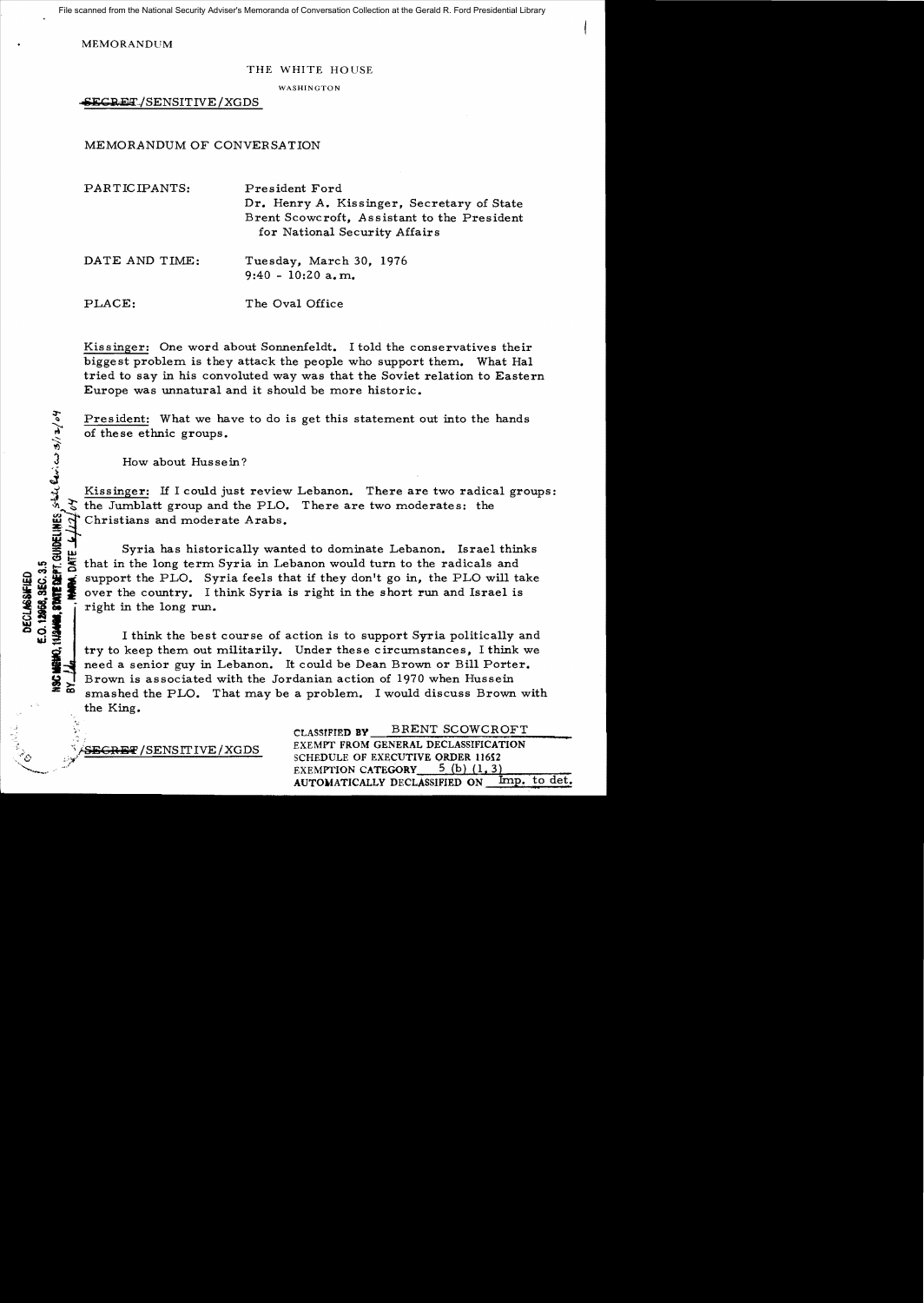File scanned from the National Security Adviser's Memoranda of Conversation Collection at the Gerald R. Ford Presidential Library

MEMORANDUM

THE WHITE HOUSE

WASHINGTON

~~SECRET~~/SENSITIVE/XGDS

MEMORANDUM OF CONVERSATION

PARTICIPANTS: President Ford
Dr. Henry A. Kissinger, Secretary of State
Brent Scowcroft, Assistant to the President for National Security Affairs

DATE AND TIME: Tuesday, March 30, 1976
9:40 - 10:20 a.m.

PLACE: The Oval Office

Kissinger: One word about Sonnenfeldt. I told the conservatives their biggest problem is they attack the people who support them. What Hal tried to say in his convoluted way was that the Soviet relation to Eastern Europe was unnatural and it should be more historic.

President: What we have to do is get this statement out into the hands of these ethnic groups.

How about Hussein?

Kissinger: If I could just review Lebanon. There are two radical groups: the Jumblatt group and the PLO. There are two moderates: the Christians and moderate Arabs.

Syria has historically wanted to dominate Lebanon. Israel thinks that in the long term Syria in Lebanon would turn to the radicals and support the PLO. Syria feels that if they don't go in, the PLO will take over the country. I think Syria is right in the short run and Israel is right in the long run.

I think the best course of action is to support Syria politically and try to keep them out militarily. Under these circumstances, I think we need a senior guy in Lebanon. It could be Dean Brown or Bill Porter. Brown is associated with the Jordanian action of 1970 when Hussein smashed the PLO. That may be a problem. I would discuss Brown with the King.

DECLASSIFIED
E.O. 12958, SEC. 3.5
NSC MEMO, 11/24/98, STATE DEPT. GUIDELINES State Review 3/12/04
BY ___, NARA, DATE 6/12/04

~~SECRET~~/SENSITIVE/XGDS

CLASSIFIED BY BRENT SCOWCROFT
EXEMPT FROM GENERAL DECLASSIFICATION SCHEDULE OF EXECUTIVE ORDER 11652
EXEMPTION CATEGORY 5 (b) (1, 3)
AUTOMATICALLY DECLASSIFIED ON Imp. to det.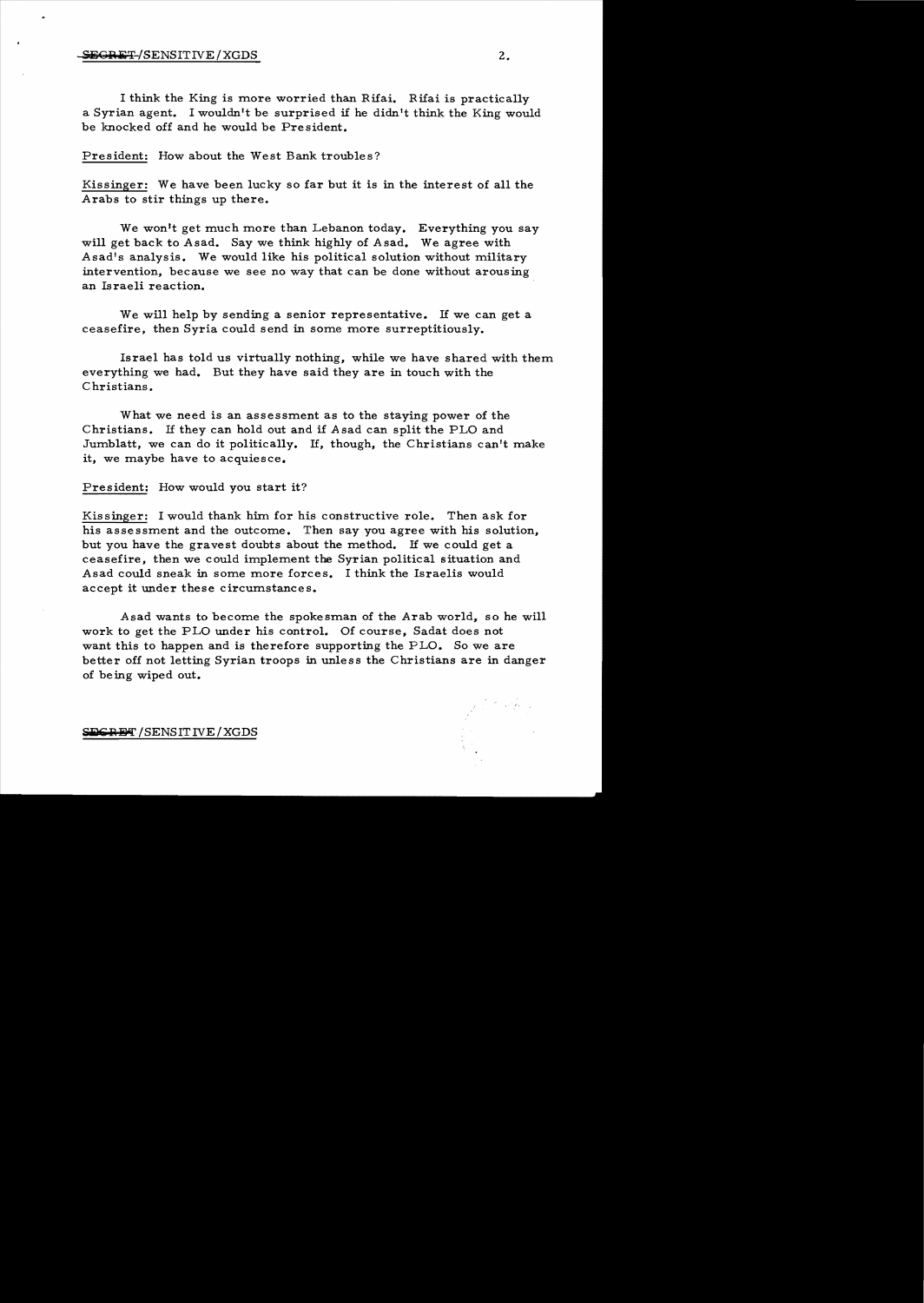I think the King is more worried than Rifai. Rifai is practically a Syrian agent. I wouldn't be surprised if he didn't think the King would be knocked off and he would be President.

President: How about the West Bank troubles?

Kissinger: We have been lucky so far but it is in the interest of all the Arabs to stir things up there.

We won't get much more than Lebanon today. Everything you say will get back to Asad. Say we think highly of Asad. We agree with Asad's analysis. We would like his political solution without military intervention, because we see no way that can be done without arousing an Israeli reaction.

We will help by sending a senior representative. If we can get a ceasefire, then Syria could send in some more surreptitiously.

Israel has told us virtually nothing, while we have shared with them everything we had. But they have said they are in touch with the Christians.

What we need is an assessment as to the staying power of the Christians. If they can hold out and if Asad can split the PLO and Jumblatt, we can do it politically. If, though, the Christians can't make it, we maybe have to acquiesce.

President: How would you start it?

Kissinger: I would thank him for his constructive role. Then ask for his assessment and the outcome. Then say you agree with his solution, but you have the gravest doubts about the method. If we could get a ceasefire, then we could implement the Syrian political situation and Asad could sneak in some more forces. I think the Israelis would accept it under these circumstances.

Asad wants to become the spokesman of the Arab world, so he will work to get the PLO under his control. Of course, Sadat does not want this to happen and is therefore supporting the PLO. So we are better off not letting Syrian troops in unless the Christians are in danger of being wiped out.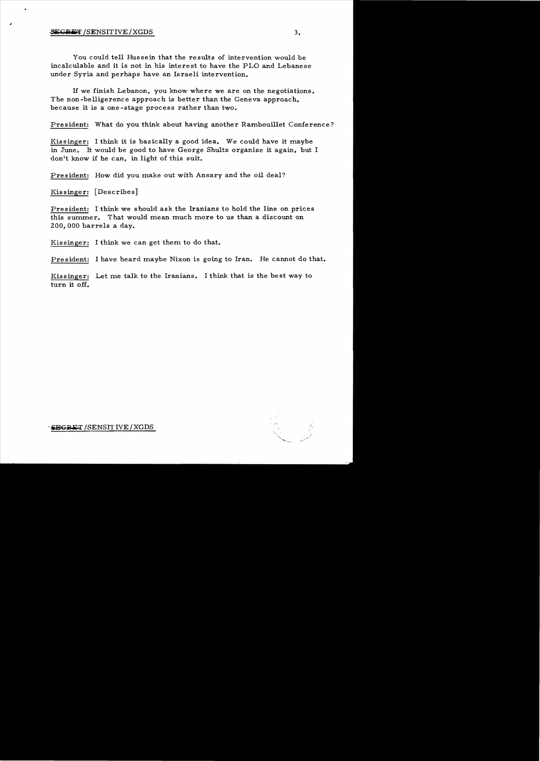You could tell Hussein that the results of intervention would be incalculable and it is not in his interest to have the PLO and Lebanese under Syria and perhaps have an Israeli intervention.

If we finish Lebanon, you know where we are on the negotiations. The non-belligerence approach is better than the Geneva approach, because it is a one-stage process rather than two.

President: What do you think about having another Rambouillet Conference?

Kissinger: I think it is basically a good idea. We could have it maybe in June. It would be good to have George Shultz organize it again, but I don't know if he can, in light of this suit.

President: How did you make out with Ansary and the oil deal?

Kissinger: [Describes]

President: I think we should ask the Iranians to hold the line on prices this summer. That would mean much more to us than a discount on 200,000 barrels a day.

Kissinger: I think we can get them to do that.

President: I have heard maybe Nixon is going to Iran. He cannot do that.

Kissinger: Let me talk to the Iranians. I think that is the best way to turn it off.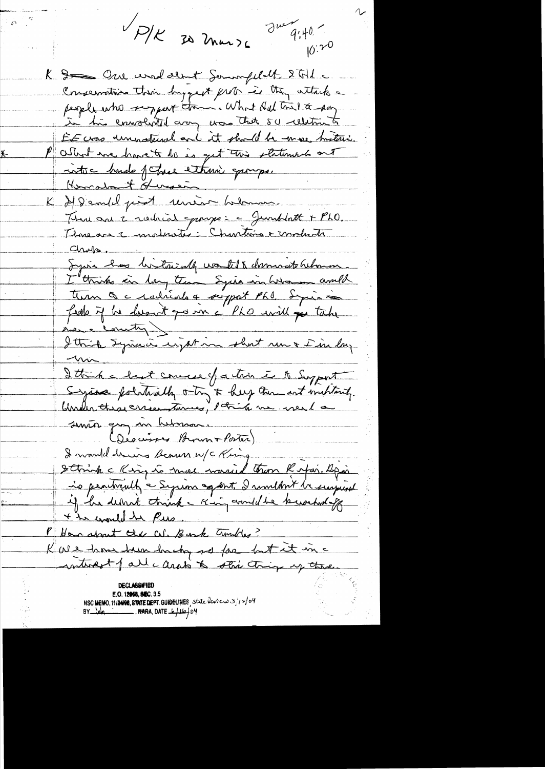✓P/K 30 Mar 76 Tues 9:40 - 10:20

K I saw Ora and about Sonnenfeldt & told the Conservatives their biggest problem is they attack the people who support them. What Hal tried to say in his convoluted way was that SU relations to EE was unnatural and it should be more historic.

\* P What we have to do is get this statement out into the hands of these ethnic groups. Harmon & Hussein.

K If I could just review Lebanon. There are 2 radical groups: the Jumblatt + PLO. There are the moderates: Christians & moderate Arabs.

Syria has historically wanted to dominate Lebanon. I think in long term Syria in Lebanon would turn to the radicals & support PLO. Syria feels if he doesn't go in the PLO will go take over the country.

I think Syria is right in short run & I in long run.

I think the best course of action is to support Syria politically & try to keep them out militarily. Under these circumstances, I think we need a senior guy in Lebanon.

(Discusses Brown & Porter)

I would discuss Brown w/ King. I think the King is more worried than Rifai. Rifai is practically a Syrian agent. I wouldn't be surprised if he didn't think the King would be knocked off & he would be Pres.

P How about the W. Bank troubles?

K We have been lucky so far but it is in the interest of all the Arabs to stir things up there.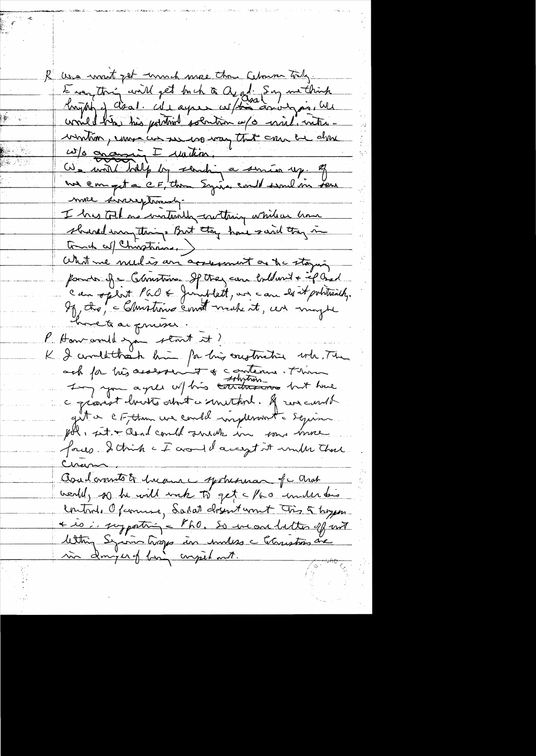K We won't get much more than Cetron today.
Everything will get back to Asad. Say we think highly of Asad. We agree w/his analysis. We would like his political solution w/o mil. intervention, cause we see no way that can be done w/o engaging I[srael] nations.
We won't help by sending a senior up. If we can get a CF, then Syria could send in some more surreptitiously.
I has told me virtually nothing which we have shared everything. But they have said they in touch w/Christians.)
What we need is an assessment on the staying power of Christians. If they can hold out + if Asad can split PLO & Jumblatt, we can do it politically. If the Christians can't make it, we might have to compromise.

P How would you start it?
K I would thank him for his constructive role. Then ask for his assessment & [solution]. Then say you agree w/his solution but have grave doubts about a method. If we could get a CF, then we could implement Syrian pol. set. + Asad could sneak in some more forces. I think [the] I would accept it under those circum.
Asad wants to become spokesman of Arab world, so he will work to get PLO under his control. Of course, Sadat doesn't want this to happen + is supporting PLO. So we are better off not letting Syrian troops in unless Christians are in danger of being wiped out.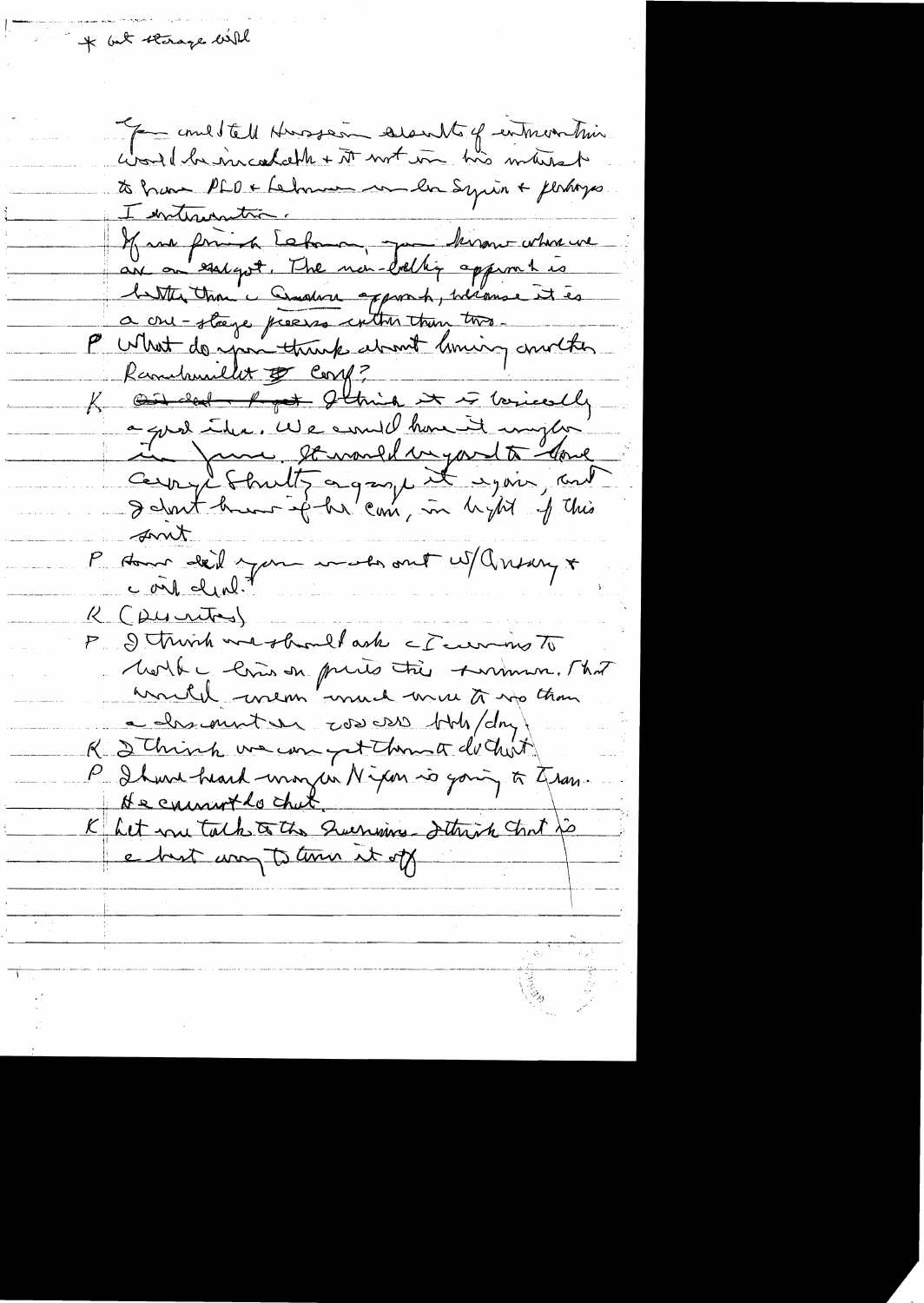* Out storage w/ (?)

You could tell Hussein elements of intervention would be ineluctable + it not in his interest to have PLO + Lebanon under Syria + perhaps I intervention.

If we finish Lebanon, you know where we are on Sadat. The non-belligerency approach is better than Geneva approach, because it is a one-stage process rather than two.

P What do you think about having another Rambouillet ~~II~~ Conf?

K ~~Our deal – I got~~ I think it is basically a good idea. We could have it maybe in June. It would be good to have George Shultz organize it again, and I don't know if he can, in light of this suit.

P How did you work out w/Ansary + oil deal?

K (Describes)

P I think we should ask "Economists" to work on prices this summer. That would mean much more to us than a discount on 700,000 bbls/day.

K I think we can get them to do that.

P I have heard maybe Nixon is going to Iran. He cannot do that.

K Let me talk to the Iranians. I think that is a best way to turn it off.